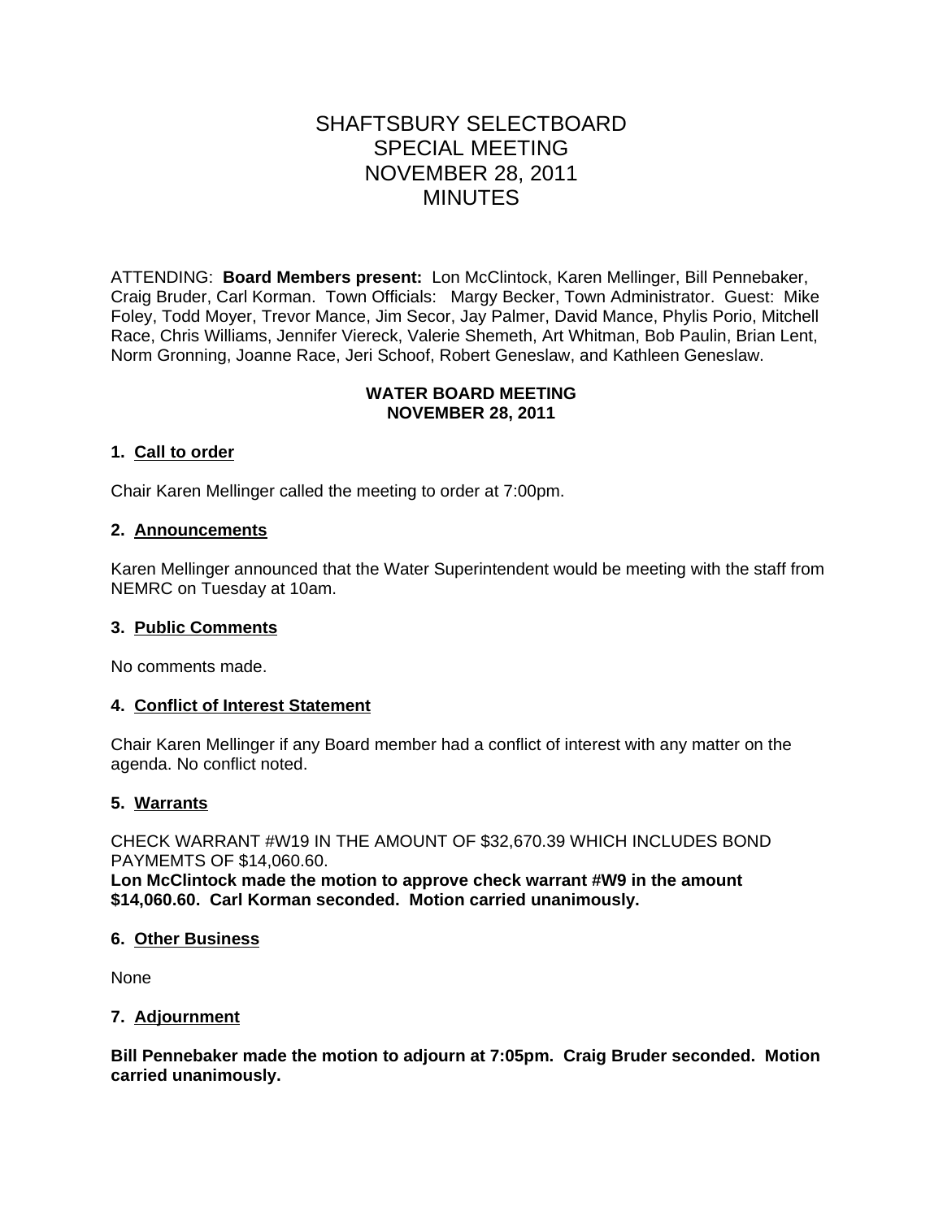# SHAFTSBURY SELECTBOARD
# SPECIAL MEETING
# NOVEMBER 28, 2011
# MINUTES

ATTENDING: **Board Members present:** Lon McClintock, Karen Mellinger, Bill Pennebaker, Craig Bruder, Carl Korman. Town Officials: Margy Becker, Town Administrator. Guest: Mike Foley, Todd Moyer, Trevor Mance, Jim Secor, Jay Palmer, David Mance, Phylis Porio, Mitchell Race, Chris Williams, Jennifer Viereck, Valerie Shemeth, Art Whitman, Bob Paulin, Brian Lent, Norm Gronning, Joanne Race, Jeri Schoof, Robert Geneslaw, and Kathleen Geneslaw.

## WATER BOARD MEETING
## NOVEMBER 28, 2011

### 1. Call to order

Chair Karen Mellinger called the meeting to order at 7:00pm.

### 2. Announcements

Karen Mellinger announced that the Water Superintendent would be meeting with the staff from NEMRC on Tuesday at 10am.

### 3. Public Comments

No comments made.

### 4. Conflict of Interest Statement

Chair Karen Mellinger if any Board member had a conflict of interest with any matter on the agenda. No conflict noted.

### 5. Warrants

CHECK WARRANT #W19 IN THE AMOUNT OF $32,670.39 WHICH INCLUDES BOND PAYMEMTS OF $14,060.60.
**Lon McClintock made the motion to approve check warrant #W9 in the amount $14,060.60. Carl Korman seconded. Motion carried unanimously.**

### 6. Other Business

None

### 7. Adjournment

**Bill Pennebaker made the motion to adjourn at 7:05pm. Craig Bruder seconded. Motion carried unanimously.**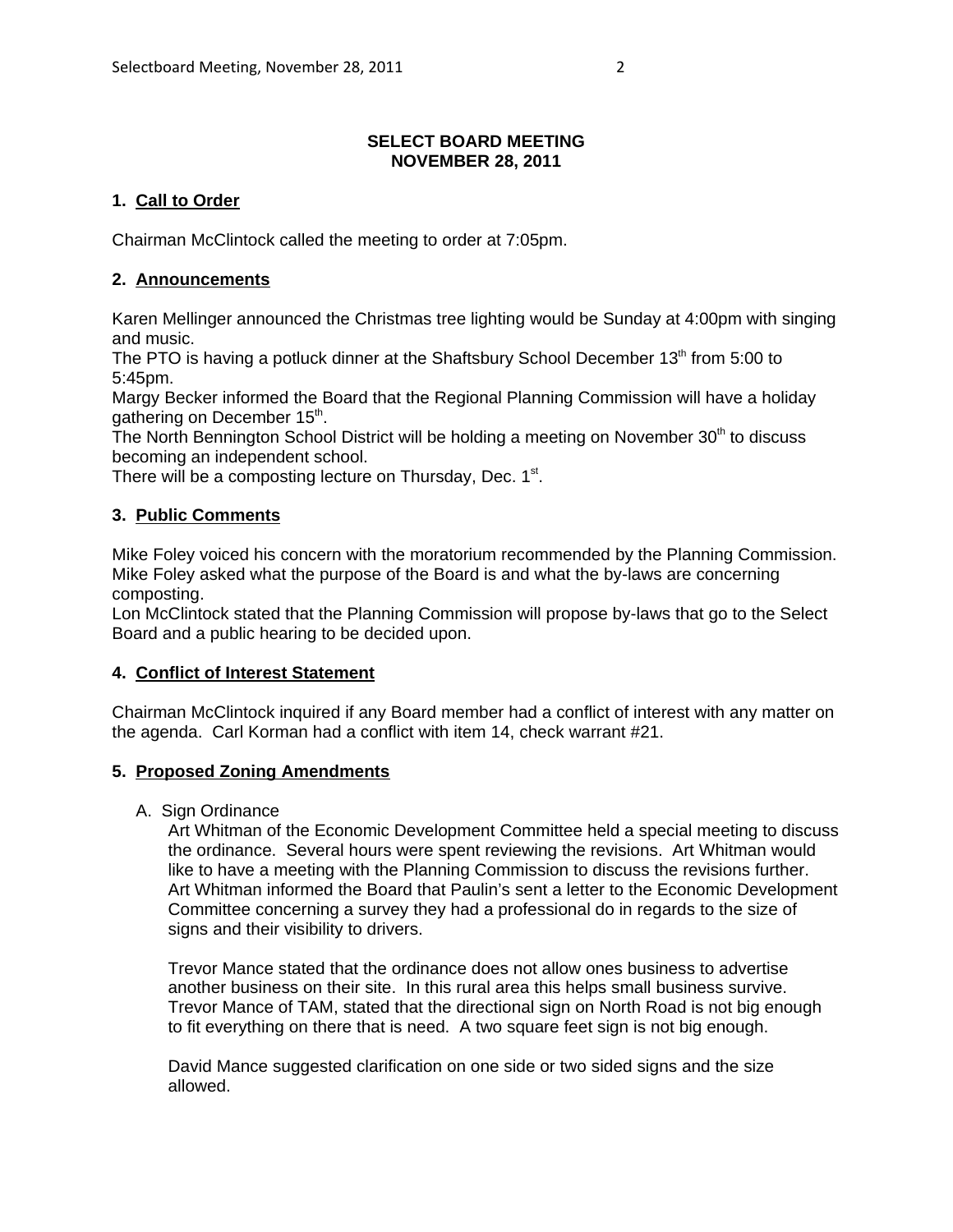**SELECT BOARD MEETING**
**NOVEMBER 28, 2011**

## 1. Call to Order

Chairman McClintock called the meeting to order at 7:05pm.

## 2. Announcements

Karen Mellinger announced the Christmas tree lighting would be Sunday at 4:00pm with singing and music.
The PTO is having a potluck dinner at the Shaftsbury School December 13th from 5:00 to 5:45pm.
Margy Becker informed the Board that the Regional Planning Commission will have a holiday gathering on December 15th.
The North Bennington School District will be holding a meeting on November 30th to discuss becoming an independent school.
There will be a composting lecture on Thursday, Dec. 1st.

## 3. Public Comments

Mike Foley voiced his concern with the moratorium recommended by the Planning Commission.
Mike Foley asked what the purpose of the Board is and what the by-laws are concerning composting.
Lon McClintock stated that the Planning Commission will propose by-laws that go to the Select Board and a public hearing to be decided upon.

## 4. Conflict of Interest Statement

Chairman McClintock inquired if any Board member had a conflict of interest with any matter on the agenda. Carl Korman had a conflict with item 14, check warrant #21.

## 5. Proposed Zoning Amendments

A. Sign Ordinance

Art Whitman of the Economic Development Committee held a special meeting to discuss the ordinance. Several hours were spent reviewing the revisions. Art Whitman would like to have a meeting with the Planning Commission to discuss the revisions further. Art Whitman informed the Board that Paulin's sent a letter to the Economic Development Committee concerning a survey they had a professional do in regards to the size of signs and their visibility to drivers.

Trevor Mance stated that the ordinance does not allow ones business to advertise another business on their site. In this rural area this helps small business survive. Trevor Mance of TAM, stated that the directional sign on North Road is not big enough to fit everything on there that is need. A two square feet sign is not big enough.

David Mance suggested clarification on one side or two sided signs and the size allowed.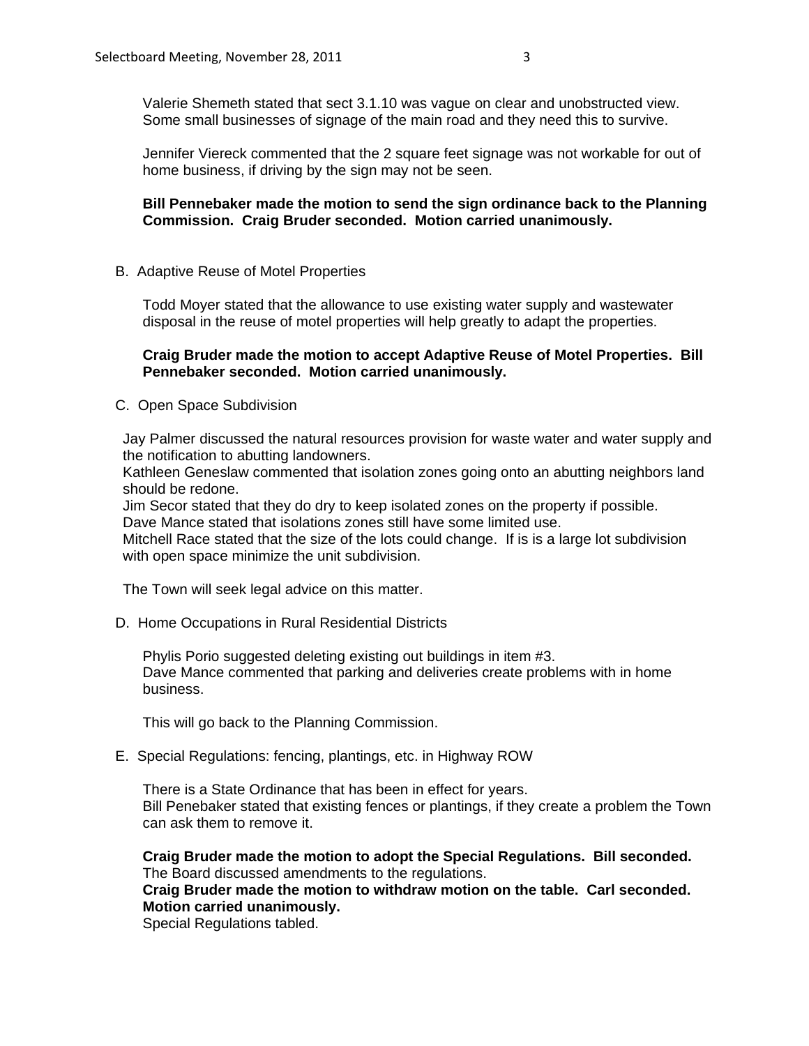Valerie Shemeth stated that sect 3.1.10 was vague on clear and unobstructed view. Some small businesses of signage of the main road and they need this to survive.

Jennifer Viereck commented that the 2 square feet signage was not workable for out of home business, if driving by the sign may not be seen.

**Bill Pennebaker made the motion to send the sign ordinance back to the Planning Commission. Craig Bruder seconded. Motion carried unanimously.**

B. Adaptive Reuse of Motel Properties

Todd Moyer stated that the allowance to use existing water supply and wastewater disposal in the reuse of motel properties will help greatly to adapt the properties.

**Craig Bruder made the motion to accept Adaptive Reuse of Motel Properties. Bill Pennebaker seconded. Motion carried unanimously.**

C. Open Space Subdivision

Jay Palmer discussed the natural resources provision for waste water and water supply and the notification to abutting landowners.
Kathleen Geneslaw commented that isolation zones going onto an abutting neighbors land should be redone.
Jim Secor stated that they do dry to keep isolated zones on the property if possible.
Dave Mance stated that isolations zones still have some limited use.
Mitchell Race stated that the size of the lots could change. If is is a large lot subdivision with open space minimize the unit subdivision.

The Town will seek legal advice on this matter.

D. Home Occupations in Rural Residential Districts

Phylis Porio suggested deleting existing out buildings in item #3.
Dave Mance commented that parking and deliveries create problems with in home business.

This will go back to the Planning Commission.

E. Special Regulations: fencing, plantings, etc. in Highway ROW

There is a State Ordinance that has been in effect for years.
Bill Penebaker stated that existing fences or plantings, if they create a problem the Town can ask them to remove it.

**Craig Bruder made the motion to adopt the Special Regulations. Bill seconded.**
The Board discussed amendments to the regulations.
**Craig Bruder made the motion to withdraw motion on the table. Carl seconded. Motion carried unanimously.**
Special Regulations tabled.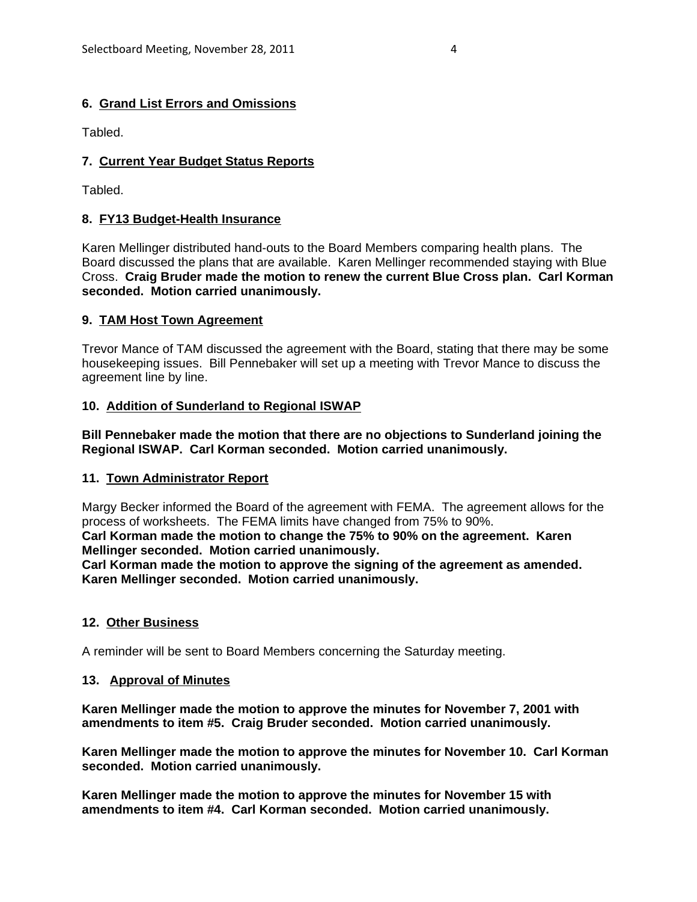### 6. Grand List Errors and Omissions

Tabled.

### 7. Current Year Budget Status Reports

Tabled.

### 8. FY13 Budget-Health Insurance

Karen Mellinger distributed hand-outs to the Board Members comparing health plans. The Board discussed the plans that are available. Karen Mellinger recommended staying with Blue Cross. **Craig Bruder made the motion to renew the current Blue Cross plan. Carl Korman seconded. Motion carried unanimously.**

### 9. TAM Host Town Agreement

Trevor Mance of TAM discussed the agreement with the Board, stating that there may be some housekeeping issues. Bill Pennebaker will set up a meeting with Trevor Mance to discuss the agreement line by line.

### 10. Addition of Sunderland to Regional ISWAP

**Bill Pennebaker made the motion that there are no objections to Sunderland joining the Regional ISWAP. Carl Korman seconded. Motion carried unanimously.**

### 11. Town Administrator Report

Margy Becker informed the Board of the agreement with FEMA. The agreement allows for the process of worksheets. The FEMA limits have changed from 75% to 90%.
**Carl Korman made the motion to change the 75% to 90% on the agreement. Karen Mellinger seconded. Motion carried unanimously.**
**Carl Korman made the motion to approve the signing of the agreement as amended. Karen Mellinger seconded. Motion carried unanimously.**

### 12. Other Business

A reminder will be sent to Board Members concerning the Saturday meeting.

### 13. Approval of Minutes

**Karen Mellinger made the motion to approve the minutes for November 7, 2001 with amendments to item #5. Craig Bruder seconded. Motion carried unanimously.**

**Karen Mellinger made the motion to approve the minutes for November 10. Carl Korman seconded. Motion carried unanimously.**

**Karen Mellinger made the motion to approve the minutes for November 15 with amendments to item #4. Carl Korman seconded. Motion carried unanimously.**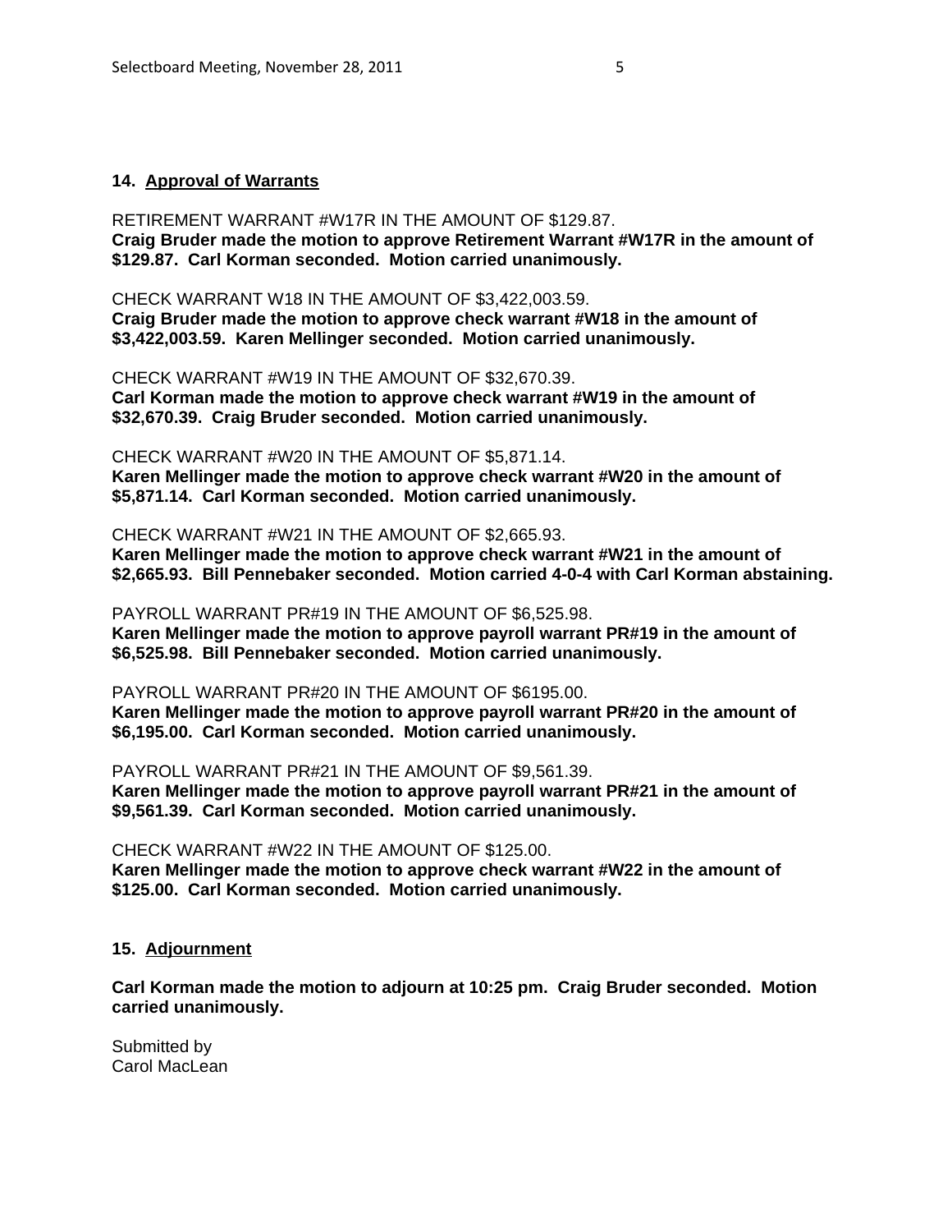### 14. <u>Approval of Warrants</u>

RETIREMENT WARRANT #W17R IN THE AMOUNT OF $129.87.
**Craig Bruder made the motion to approve Retirement Warrant #W17R in the amount of $129.87. Carl Korman seconded. Motion carried unanimously.**

CHECK WARRANT W18 IN THE AMOUNT OF $3,422,003.59.
**Craig Bruder made the motion to approve check warrant #W18 in the amount of $3,422,003.59. Karen Mellinger seconded. Motion carried unanimously.**

CHECK WARRANT #W19 IN THE AMOUNT OF $32,670.39.
**Carl Korman made the motion to approve check warrant #W19 in the amount of $32,670.39. Craig Bruder seconded. Motion carried unanimously.**

CHECK WARRANT #W20 IN THE AMOUNT OF $5,871.14.
**Karen Mellinger made the motion to approve check warrant #W20 in the amount of $5,871.14. Carl Korman seconded. Motion carried unanimously.**

CHECK WARRANT #W21 IN THE AMOUNT OF $2,665.93.
**Karen Mellinger made the motion to approve check warrant #W21 in the amount of $2,665.93. Bill Pennebaker seconded. Motion carried 4-0-4 with Carl Korman abstaining.**

PAYROLL WARRANT PR#19 IN THE AMOUNT OF $6,525.98.
**Karen Mellinger made the motion to approve payroll warrant PR#19 in the amount of $6,525.98. Bill Pennebaker seconded. Motion carried unanimously.**

PAYROLL WARRANT PR#20 IN THE AMOUNT OF $6195.00.
**Karen Mellinger made the motion to approve payroll warrant PR#20 in the amount of $6,195.00. Carl Korman seconded. Motion carried unanimously.**

PAYROLL WARRANT PR#21 IN THE AMOUNT OF $9,561.39.
**Karen Mellinger made the motion to approve payroll warrant PR#21 in the amount of $9,561.39. Carl Korman seconded. Motion carried unanimously.**

CHECK WARRANT #W22 IN THE AMOUNT OF $125.00.
**Karen Mellinger made the motion to approve check warrant #W22 in the amount of $125.00. Carl Korman seconded. Motion carried unanimously.**

### 15. <u>Adjournment</u>

**Carl Korman made the motion to adjourn at 10:25 pm. Craig Bruder seconded. Motion carried unanimously.**

Submitted by
Carol MacLean